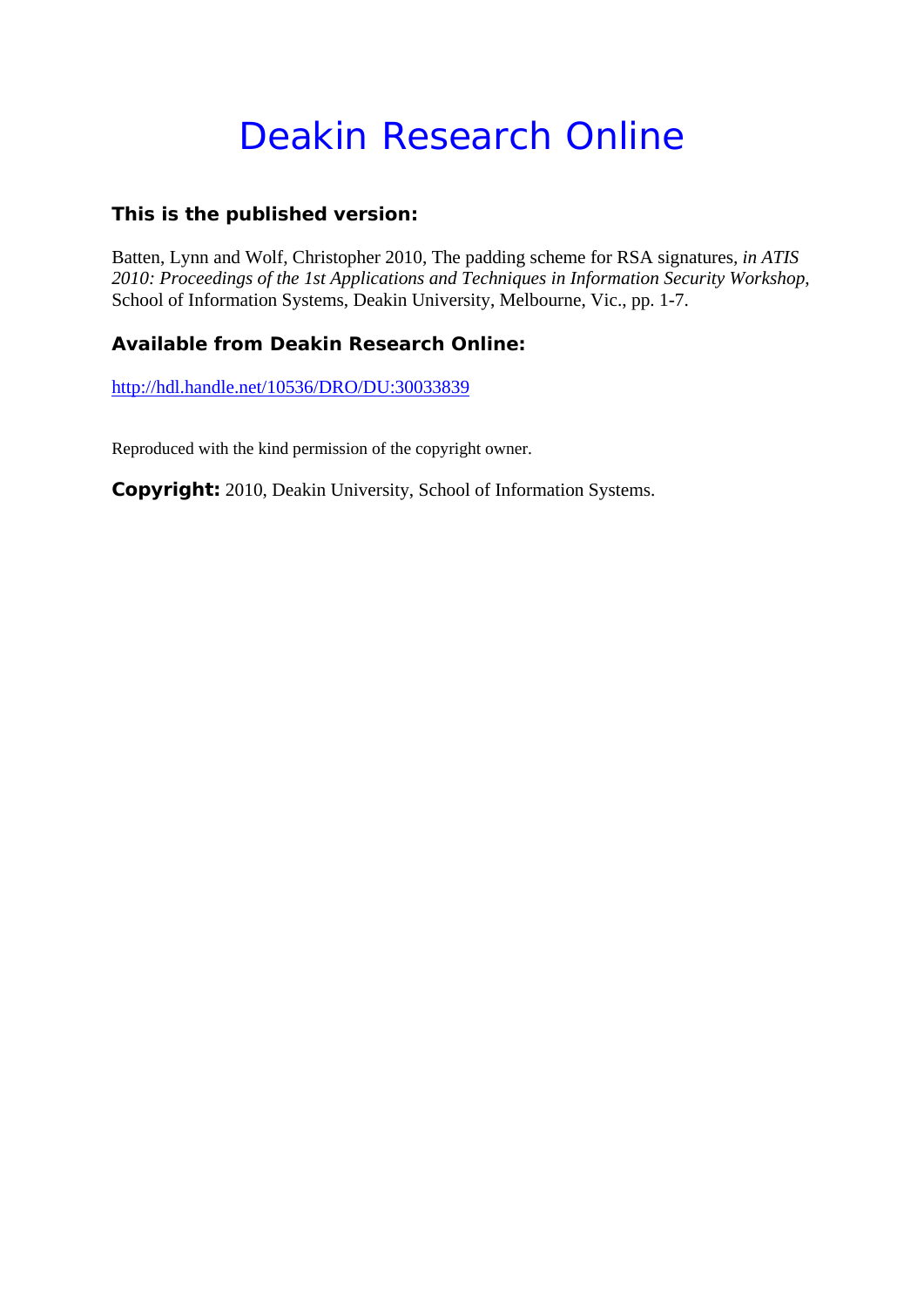# Deakin Research Online

### This is the published version:

Batten, Lynn and Wolf, Christopher 2010, The padding scheme for RSA signatures, *in ATIS 2010: Proceedings of the 1st Applications and Techniques in Information Security Workshop*, School of Information Systems, Deakin University, Melbourne, Vic., pp. 1-7.

### Available from Deakin Research Online:

http://hdl.handle.net/10536/DRO/DU:30033839

Reproduced with the kind permission of the copyright owner.

**Copyright:** 2010, Deakin University, School of Information Systems.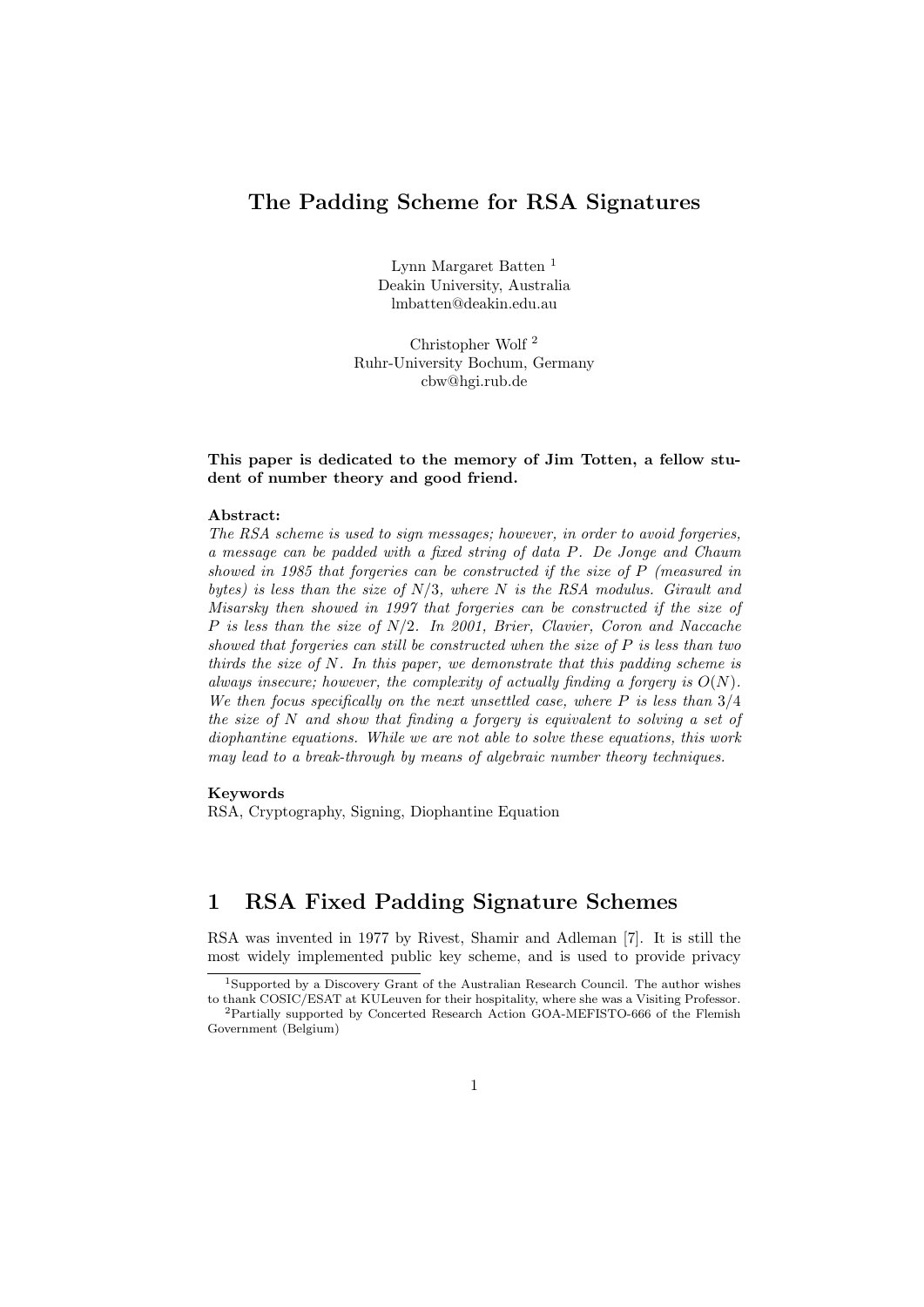# The Padding Scheme for RSA Signatures

Lynn Margaret Batten [1]
Deakin University, Australia
lmbatten@deakin.edu.au

Christopher Wolf [2]
Ruhr-University Bochum, Germany
cbw@hgi.rub.de

**This paper is dedicated to the memory of Jim Totten, a fellow student of number theory and good friend.**

**Abstract:**
*The RSA scheme is used to sign messages; however, in order to avoid forgeries, a message can be padded with a fixed string of data $P$. De Jonge and Chaum showed in 1985 that forgeries can be constructed if the size of $P$ (measured in bytes) is less than the size of $N/3$, where $N$ is the RSA modulus. Girault and Misarsky then showed in 1997 that forgeries can be constructed if the size of $P$ is less than the size of $N/2$. In 2001, Brier, Clavier, Coron and Naccache showed that forgeries can still be constructed when the size of $P$ is less than two thirds the size of $N$. In this paper, we demonstrate that this padding scheme is always insecure; however, the complexity of actually finding a forgery is $O(N)$. We then focus specifically on the next unsettled case, where $P$ is less than $3/4$ the size of $N$ and show that finding a forgery is equivalent to solving a set of diophantine equations. While we are not able to solve these equations, this work may lead to a break-through by means of algebraic number theory techniques.*

**Keywords**
RSA, Cryptography, Signing, Diophantine Equation

## 1 RSA Fixed Padding Signature Schemes

RSA was invented in 1977 by Rivest, Shamir and Adleman [7]. It is still the most widely implemented public key scheme, and is used to provide privacy

[1] Supported by a Discovery Grant of the Australian Research Council. The author wishes to thank COSIC/ESAT at KULeuven for their hospitality, where she was a Visiting Professor.

[2] Partially supported by Concerted Research Action GOA-MEFISTO-666 of the Flemish Government (Belgium)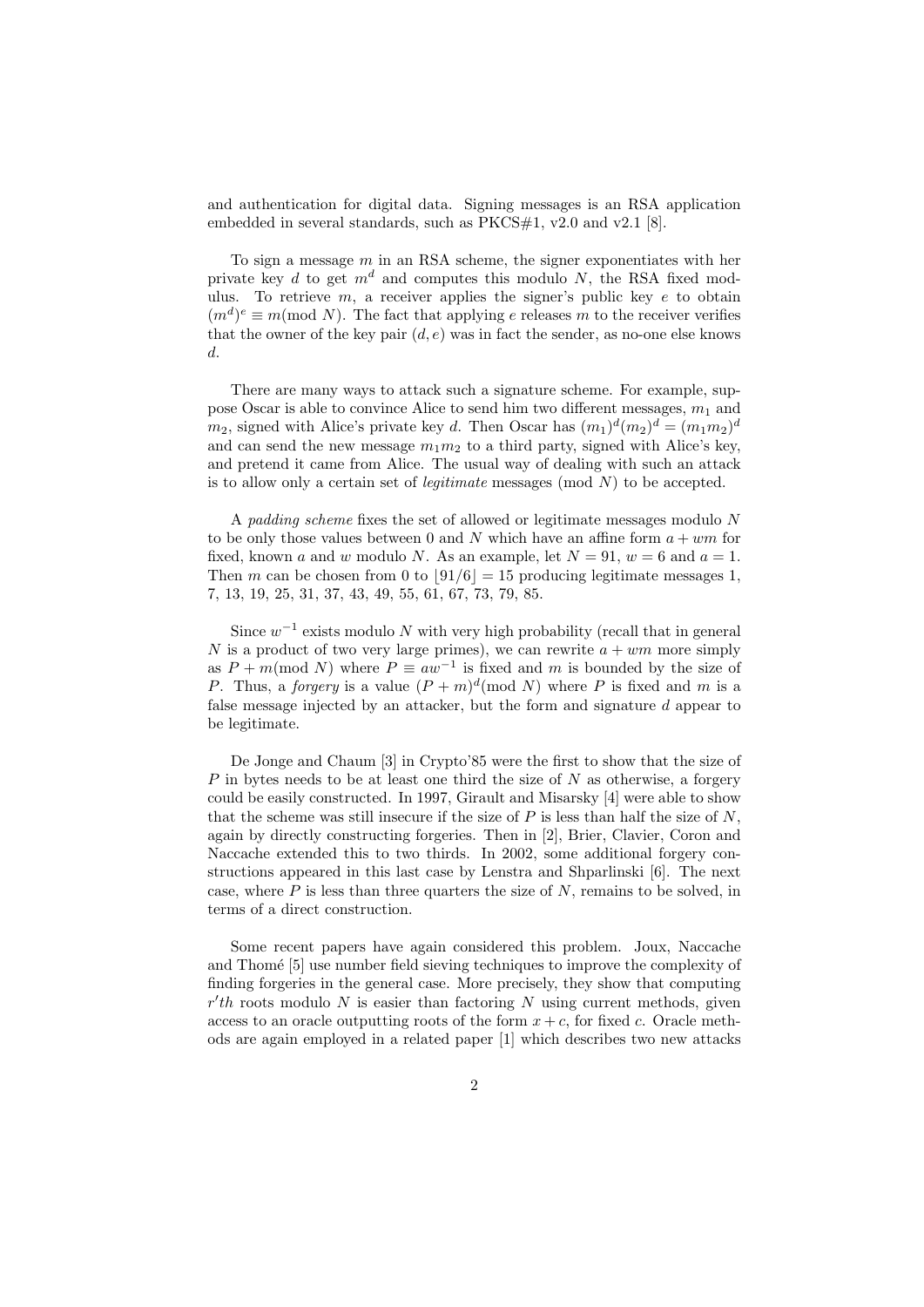and authentication for digital data. Signing messages is an RSA application embedded in several standards, such as PKCS#1, v2.0 and v2.1 [8].

To sign a message $m$ in an RSA scheme, the signer exponentiates with her private key $d$ to get $m^d$ and computes this modulo $N$, the RSA fixed modulus. To retrieve $m$, a receiver applies the signer's public key $e$ to obtain $(m^d)^e \equiv m(\text{mod } N)$. The fact that applying $e$ releases $m$ to the receiver verifies that the owner of the key pair $(d, e)$ was in fact the sender, as no-one else knows $d$.

There are many ways to attack such a signature scheme. For example, suppose Oscar is able to convince Alice to send him two different messages, $m_1$ and $m_2$, signed with Alice's private key $d$. Then Oscar has $(m_1)^d(m_2)^d = (m_1m_2)^d$ and can send the new message $m_1m_2$ to a third party, signed with Alice's key, and pretend it came from Alice. The usual way of dealing with such an attack is to allow only a certain set of *legitimate* messages (mod $N$) to be accepted.

A *padding scheme* fixes the set of allowed or legitimate messages modulo $N$ to be only those values between 0 and $N$ which have an affine form $a + wm$ for fixed, known $a$ and $w$ modulo $N$. As an example, let $N = 91$, $w = 6$ and $a = 1$. Then $m$ can be chosen from 0 to $\lfloor 91/6 \rfloor = 15$ producing legitimate messages 1, 7, 13, 19, 25, 31, 37, 43, 49, 55, 61, 67, 73, 79, 85.

Since $w^{-1}$ exists modulo $N$ with very high probability (recall that in general $N$ is a product of two very large primes), we can rewrite $a + wm$ more simply as $P + m(\text{mod } N)$ where $P \equiv aw^{-1}$ is fixed and $m$ is bounded by the size of $P$. Thus, a *forgery* is a value $(P + m)^d(\text{mod } N)$ where $P$ is fixed and $m$ is a false message injected by an attacker, but the form and signature $d$ appear to be legitimate.

De Jonge and Chaum [3] in Crypto'85 were the first to show that the size of $P$ in bytes needs to be at least one third the size of $N$ as otherwise, a forgery could be easily constructed. In 1997, Girault and Misarsky [4] were able to show that the scheme was still insecure if the size of $P$ is less than half the size of $N$, again by directly constructing forgeries. Then in [2], Brier, Clavier, Coron and Naccache extended this to two thirds. In 2002, some additional forgery constructions appeared in this last case by Lenstra and Shparlinski [6]. The next case, where $P$ is less than three quarters the size of $N$, remains to be solved, in terms of a direct construction.

Some recent papers have again considered this problem. Joux, Naccache and Thomé [5] use number field sieving techniques to improve the complexity of finding forgeries in the general case. More precisely, they show that computing $r'th$ roots modulo $N$ is easier than factoring $N$ using current methods, given access to an oracle outputting roots of the form $x + c$, for fixed $c$. Oracle methods are again employed in a related paper [1] which describes two new attacks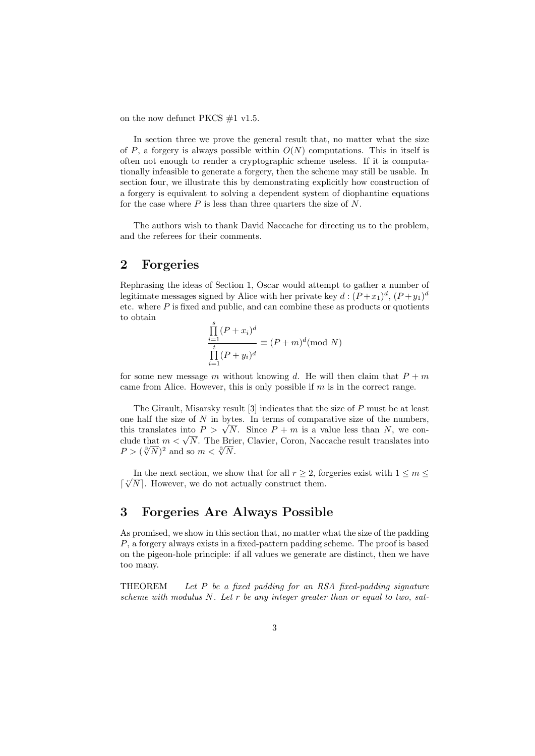on the now defunct PKCS #1 v1.5.

In section three we prove the general result that, no matter what the size of $P$, a forgery is always possible within $O(N)$ computations. This in itself is often not enough to render a cryptographic scheme useless. If it is computationally infeasible to generate a forgery, then the scheme may still be usable. In section four, we illustrate this by demonstrating explicitly how construction of a forgery is equivalent to solving a dependent system of diophantine equations for the case where $P$ is less than three quarters the size of $N$.

The authors wish to thank David Naccache for directing us to the problem, and the referees for their comments.

## 2 Forgeries

Rephrasing the ideas of Section 1, Oscar would attempt to gather a number of legitimate messages signed by Alice with her private key $d : (P+x_1)^d$, $(P+y_1)^d$ etc. where $P$ is fixed and public, and can combine these as products or quotients to obtain

$$\frac{\prod_{i=1}^{s}(P+x_i)^d}{\prod_{i=1}^{t}(P+y_i)^d} \equiv (P+m)^d (\text{mod } N)$$

for some new message $m$ without knowing $d$. He will then claim that $P+m$ came from Alice. However, this is only possible if $m$ is in the correct range.

The Girault, Misarsky result [3] indicates that the size of $P$ must be at least one half the size of $N$ in bytes. In terms of comparative size of the numbers, this translates into $P > \sqrt{N}$. Since $P+m$ is a value less than $N$, we conclude that $m < \sqrt{N}$. The Brier, Clavier, Coron, Naccache result translates into $P > (\sqrt[3]{N})^2$ and so $m < \sqrt[3]{N}$.

In the next section, we show that for all $r \geq 2$, forgeries exist with $1 \leq m \leq \lceil \sqrt[r]{N} \rceil$. However, we do not actually construct them.

## 3 Forgeries Are Always Possible

As promised, we show in this section that, no matter what the size of the padding $P$, a forgery always exists in a fixed-pattern padding scheme. The proof is based on the pigeon-hole principle: if all values we generate are distinct, then we have too many.

THEOREM *Let $P$ be a fixed padding for an RSA fixed-padding signature scheme with modulus $N$. Let $r$ be any integer greater than or equal to two, sat-*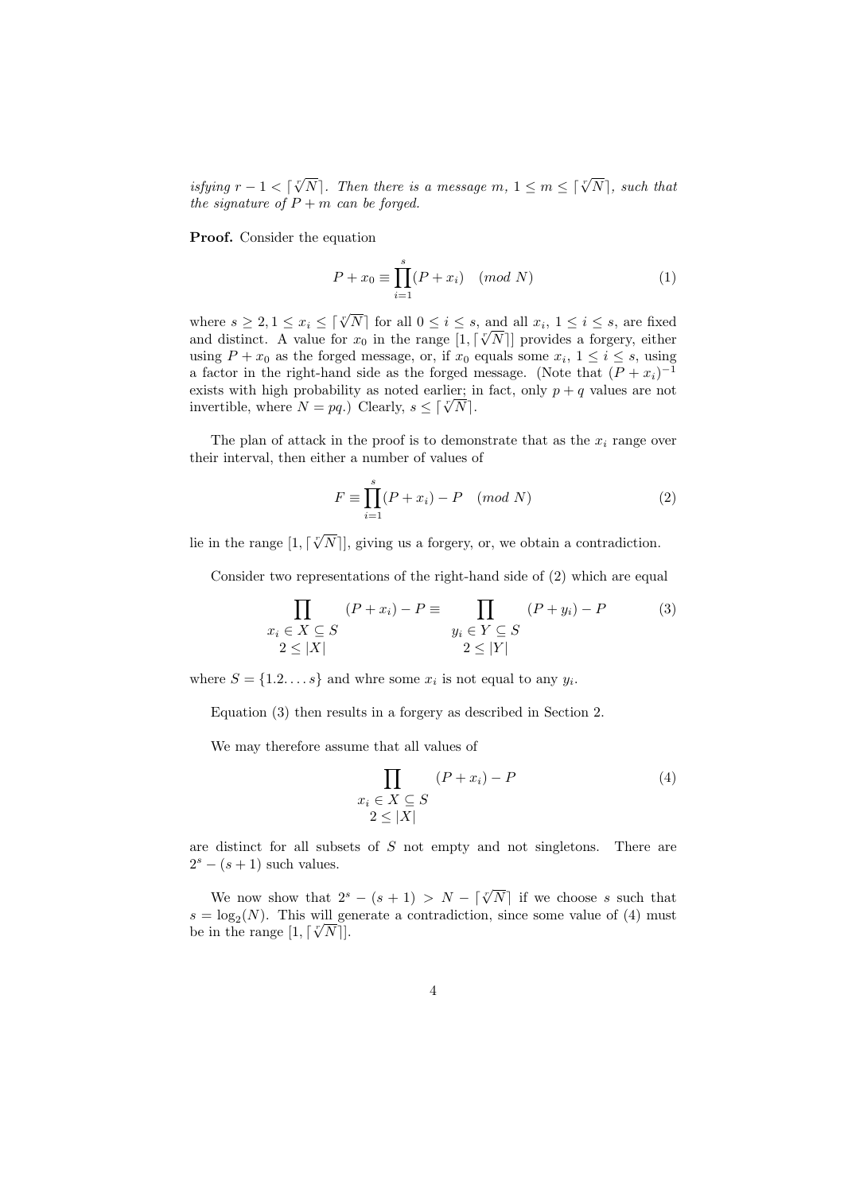*isfying $r - 1 < \lceil \sqrt[r]{N} \rceil$. Then there is a message $m$, $1 \leq m \leq \lceil \sqrt[r]{N} \rceil$, such that the signature of $P + m$ can be forged.*

**Proof.** Consider the equation

$$P + x_0 \equiv \prod_{i=1}^{s} (P + x_i) \quad (mod\ N) \tag{1}$$

where $s \geq 2, 1 \leq x_i \leq \lceil \sqrt[r]{N} \rceil$ for all $0 \leq i \leq s$, and all $x_i$, $1 \leq i \leq s$, are fixed and distinct. A value for $x_0$ in the range $[1, \lceil \sqrt[r]{N} \rceil]$ provides a forgery, either using $P + x_0$ as the forged message, or, if $x_0$ equals some $x_i$, $1 \leq i \leq s$, using a factor in the right-hand side as the forged message. (Note that $(P + x_i)^{-1}$ exists with high probability as noted earlier; in fact, only $p + q$ values are not invertible, where $N = pq$.) Clearly, $s \leq \lceil \sqrt[r]{N} \rceil$.

The plan of attack in the proof is to demonstrate that as the $x_i$ range over their interval, then either a number of values of

$$F \equiv \prod_{i=1}^{s} (P + x_i) - P \quad (mod\ N) \tag{2}$$

lie in the range $[1, \lceil \sqrt[r]{N} \rceil]$, giving us a forgery, or, we obtain a contradiction.

Consider two representations of the right-hand side of (2) which are equal

$$\prod_{\substack{x_i \in X \subseteq S \\ 2 \leq |X|}} (P + x_i) - P \equiv \prod_{\substack{y_i \in Y \subseteq S \\ 2 \leq |Y|}} (P + y_i) - P \tag{3}$$

where $S = \{1.2. \ldots s\}$ and whre some $x_i$ is not equal to any $y_i$.

Equation (3) then results in a forgery as described in Section 2.

We may therefore assume that all values of

$$\prod_{\substack{x_i \in X \subseteq S \\ 2 \leq |X|}} (P + x_i) - P \tag{4}$$

are distinct for all subsets of $S$ not empty and not singletons. There are $2^s - (s + 1)$ such values.

We now show that $2^s - (s + 1) > N - \lceil \sqrt[r]{N} \rceil$ if we choose $s$ such that $s = \log_2(N)$. This will generate a contradiction, since some value of (4) must be in the range $[1, \lceil \sqrt[r]{N} \rceil]$.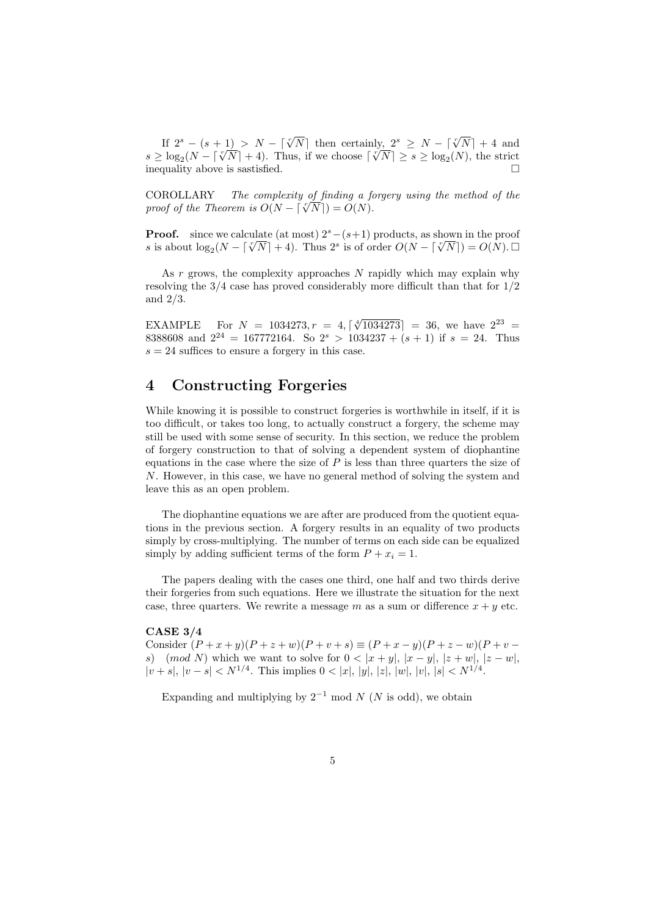If $2^s - (s+1) > N - \lceil \sqrt[r]{N} \rceil$ then certainly, $2^s \geq N - \lceil \sqrt[r]{N} \rceil + 4$ and $s \geq \log_2(N - \lceil \sqrt[r]{N} \rceil + 4)$. Thus, if we choose $\lceil \sqrt[r]{N} \rceil \geq s \geq \log_2(N)$, the strict inequality above is sastisfied. □

COROLLARY *The complexity of finding a forgery using the method of the proof of the Theorem is $O(N - \lceil \sqrt[r]{N} \rceil) = O(N)$.*

**Proof.** since we calculate (at most) $2^s - (s+1)$ products, as shown in the proof $s$ is about $\log_2(N - \lceil \sqrt[r]{N} \rceil + 4)$. Thus $2^s$ is of order $O(N - \lceil \sqrt[r]{N} \rceil) = O(N)$. □

As $r$ grows, the complexity approaches $N$ rapidly which may explain why resolving the 3/4 case has proved considerably more difficult than that for 1/2 and 2/3.

EXAMPLE For $N = 1034273, r = 4, \lceil \sqrt[4]{1034273} \rceil = 36$, we have $2^{23} = 8388608$ and $2^{24} = 167772164$. So $2^s > 1034237 + (s+1)$ if $s = 24$. Thus $s = 24$ suffices to ensure a forgery in this case.

## 4 Constructing Forgeries

While knowing it is possible to construct forgeries is worthwhile in itself, if it is too difficult, or takes too long, to actually construct a forgery, the scheme may still be used with some sense of security. In this section, we reduce the problem of forgery construction to that of solving a dependent system of diophantine equations in the case where the size of $P$ is less than three quarters the size of $N$. However, in this case, we have no general method of solving the system and leave this as an open problem.

The diophantine equations we are after are produced from the quotient equations in the previous section. A forgery results in an equality of two products simply by cross-multiplying. The number of terms on each side can be equalized simply by adding sufficient terms of the form $P + x_i = 1$.

The papers dealing with the cases one third, one half and two thirds derive their forgeries from such equations. Here we illustrate the situation for the next case, three quarters. We rewrite a message $m$ as a sum or difference $x + y$ etc.

**CASE 3/4**
Consider $(P+x+y)(P+z+w)(P+v+s) \equiv (P+x-y)(P+z-w)(P+v-s) \pmod N$ which we want to solve for $0 < |x+y|, |x-y|, |z+w|, |z-w|, |v+s|, |v-s| < N^{1/4}$. This implies $0 < |x|, |y|, |z|, |w|, |v|, |s| < N^{1/4}$.

Expanding and multiplying by $2^{-1}$ mod $N$ ($N$ is odd), we obtain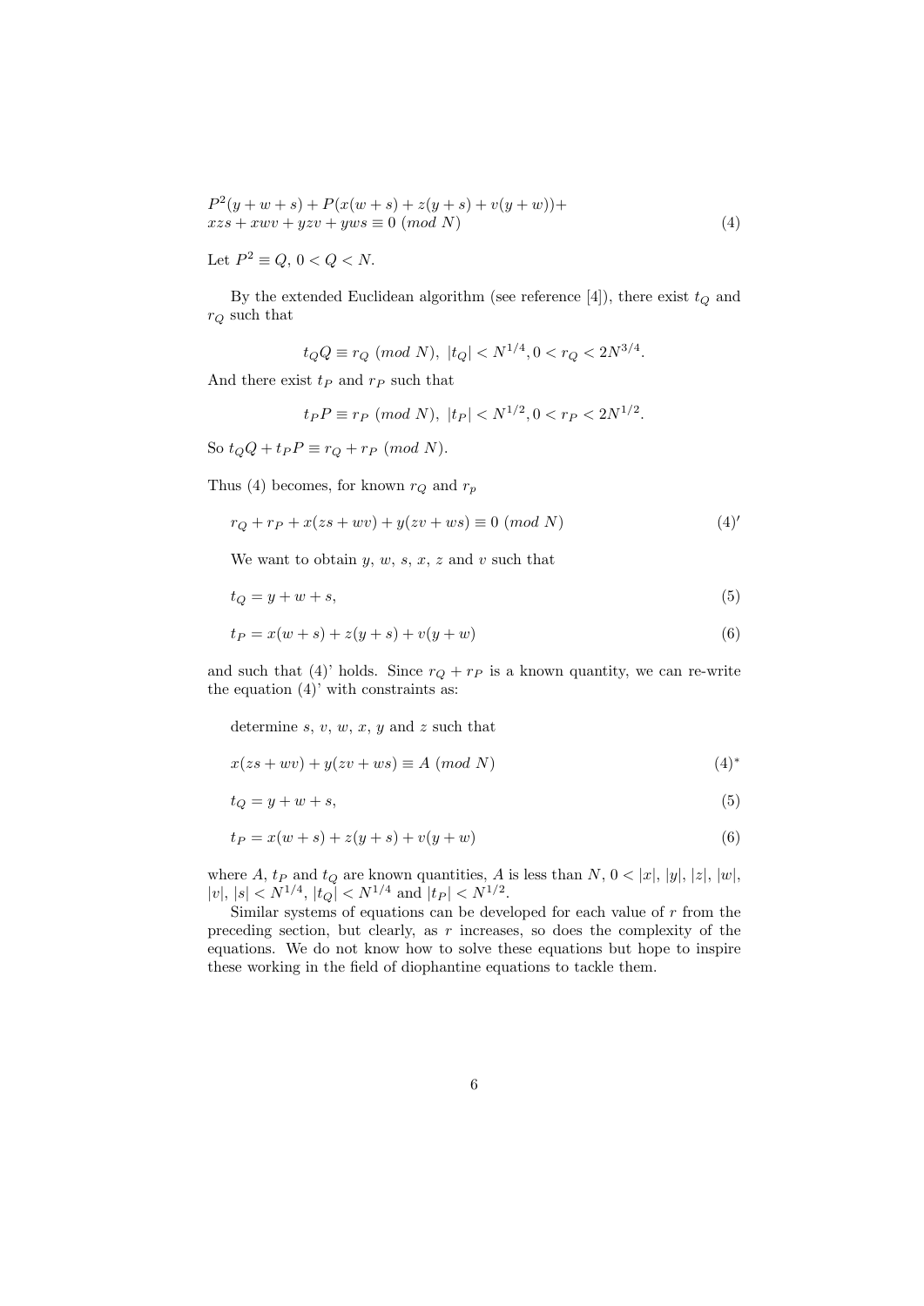$$P^2(y+w+s) + P(x(w+s) + z(y+s) + v(y+w)) +$$
$$xzs + xwv + yzv + yws \equiv 0 \ (mod\ N) \tag{4}$$

Let $P^2 \equiv Q$, $0 < Q < N$.

By the extended Euclidean algorithm (see reference [4]), there exist $t_Q$ and $r_Q$ such that

$$t_Q Q \equiv r_Q \ (mod\ N),\ |t_Q| < N^{1/4}, 0 < r_Q < 2N^{3/4}.$$

And there exist $t_P$ and $r_P$ such that

$$t_P P \equiv r_P \ (mod\ N),\ |t_P| < N^{1/2}, 0 < r_P < 2N^{1/2}.$$

So $t_Q Q + t_P P \equiv r_Q + r_P \ (mod\ N)$.

Thus (4) becomes, for known $r_Q$ and $r_p$

$$r_Q + r_P + x(zs + wv) + y(zv + ws) \equiv 0 \ (mod\ N) \tag{4$'$}$$

We want to obtain $y$, $w$, $s$, $x$, $z$ and $v$ such that

$$t_Q = y + w + s, \tag{5}$$

$$t_P = x(w+s) + z(y+s) + v(y+w) \tag{6}$$

and such that (4)' holds. Since $r_Q + r_P$ is a known quantity, we can re-write the equation (4)' with constraints as:

determine $s$, $v$, $w$, $x$, $y$ and $z$ such that

$$x(zs + wv) + y(zv + ws) \equiv A \ (mod\ N) \tag{4$^*$}$$

$$t_Q = y + w + s, \tag{5}$$

$$t_P = x(w+s) + z(y+s) + v(y+w) \tag{6}$$

where $A$, $t_P$ and $t_Q$ are known quantities, $A$ is less than $N$, $0 < |x|$, $|y|$, $|z|$, $|w|$, $|v|$, $|s| < N^{1/4}$, $|t_Q| < N^{1/4}$ and $|t_P| < N^{1/2}$.

Similar systems of equations can be developed for each value of $r$ from the preceding section, but clearly, as $r$ increases, so does the complexity of the equations. We do not know how to solve these equations but hope to inspire these working in the field of diophantine equations to tackle them.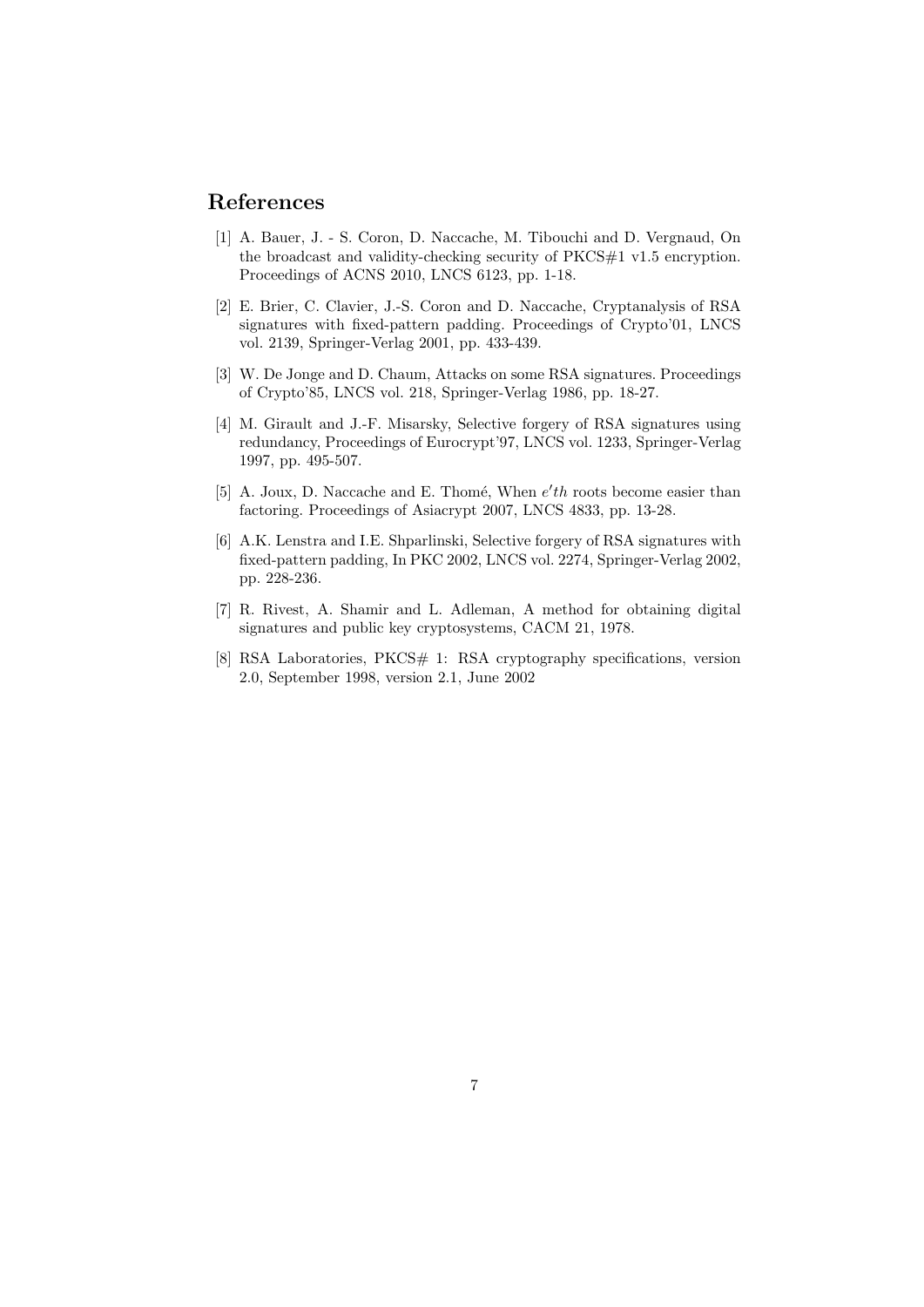## References

[1] A. Bauer, J. - S. Coron, D. Naccache, M. Tibouchi and D. Vergnaud, On the broadcast and validity-checking security of PKCS#1 v1.5 encryption. Proceedings of ACNS 2010, LNCS 6123, pp. 1-18.

[2] E. Brier, C. Clavier, J.-S. Coron and D. Naccache, Cryptanalysis of RSA signatures with fixed-pattern padding. Proceedings of Crypto'01, LNCS vol. 2139, Springer-Verlag 2001, pp. 433-439.

[3] W. De Jonge and D. Chaum, Attacks on some RSA signatures. Proceedings of Crypto'85, LNCS vol. 218, Springer-Verlag 1986, pp. 18-27.

[4] M. Girault and J.-F. Misarsky, Selective forgery of RSA signatures using redundancy, Proceedings of Eurocrypt'97, LNCS vol. 1233, Springer-Verlag 1997, pp. 495-507.

[5] A. Joux, D. Naccache and E. Thomé, When $e'th$ roots become easier than factoring. Proceedings of Asiacrypt 2007, LNCS 4833, pp. 13-28.

[6] A.K. Lenstra and I.E. Shparlinski, Selective forgery of RSA signatures with fixed-pattern padding, In PKC 2002, LNCS vol. 2274, Springer-Verlag 2002, pp. 228-236.

[7] R. Rivest, A. Shamir and L. Adleman, A method for obtaining digital signatures and public key cryptosystems, CACM 21, 1978.

[8] RSA Laboratories, PKCS# 1: RSA cryptography specifications, version 2.0, September 1998, version 2.1, June 2002